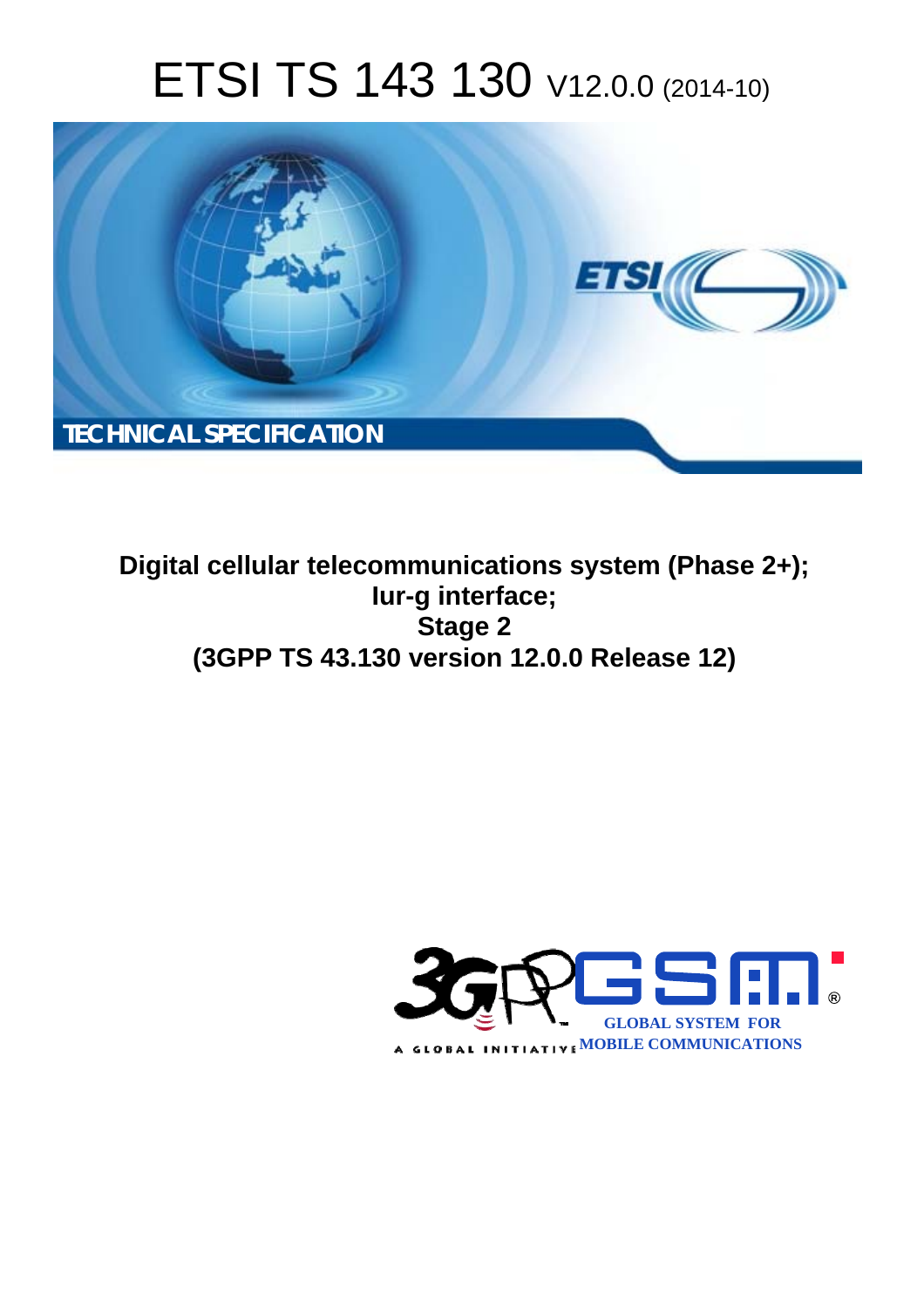# ETSI TS 143 130 V12.0.0 (2014-10)

TECHNICAL SPECIFICATION

**Digital cellular telecommunications system (Phase 2+);**
**Iur-g interface;**
**Stage 2**
**(3GPP TS 43.130 version 12.0.0 Release 12)**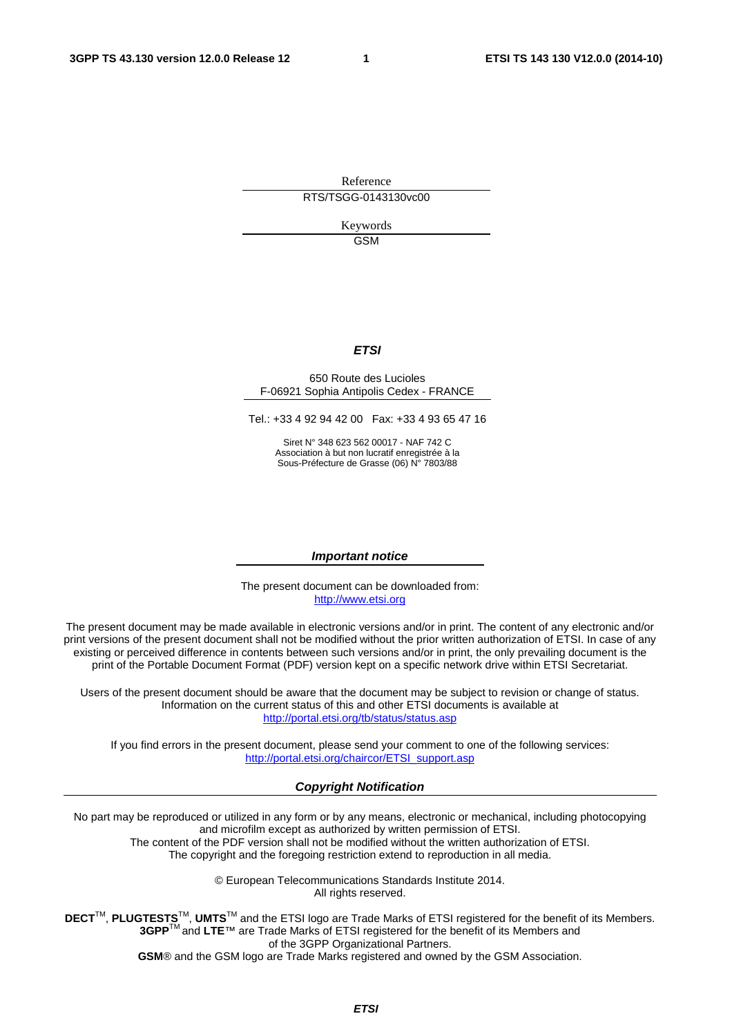Reference

RTS/TSGG-0143130vc00

Keywords

GSM

***ETSI***

650 Route des Lucioles
F-06921 Sophia Antipolis Cedex - FRANCE

Tel.: +33 4 92 94 42 00 Fax: +33 4 93 65 47 16

Siret N° 348 623 562 00017 - NAF 742 C
Association à but non lucratif enregistrée à la
Sous-Préfecture de Grasse (06) N° 7803/88

***Important notice***

The present document can be downloaded from:
http://www.etsi.org

The present document may be made available in electronic versions and/or in print. The content of any electronic and/or print versions of the present document shall not be modified without the prior written authorization of ETSI. In case of any existing or perceived difference in contents between such versions and/or in print, the only prevailing document is the print of the Portable Document Format (PDF) version kept on a specific network drive within ETSI Secretariat.

Users of the present document should be aware that the document may be subject to revision or change of status. Information on the current status of this and other ETSI documents is available at
http://portal.etsi.org/tb/status/status.asp

If you find errors in the present document, please send your comment to one of the following services:
http://portal.etsi.org/chaircor/ETSI_support.asp

***Copyright Notification***

No part may be reproduced or utilized in any form or by any means, electronic or mechanical, including photocopying and microfilm except as authorized by written permission of ETSI.
The content of the PDF version shall not be modified without the written authorization of ETSI.
The copyright and the foregoing restriction extend to reproduction in all media.

© European Telecommunications Standards Institute 2014.
All rights reserved.

**DECT**™, **PLUGTESTS**™, **UMTS**™ and the ETSI logo are Trade Marks of ETSI registered for the benefit of its Members.
**3GPP**™ and **LTE**™ are Trade Marks of ETSI registered for the benefit of its Members and of the 3GPP Organizational Partners.
**GSM**® and the GSM logo are Trade Marks registered and owned by the GSM Association.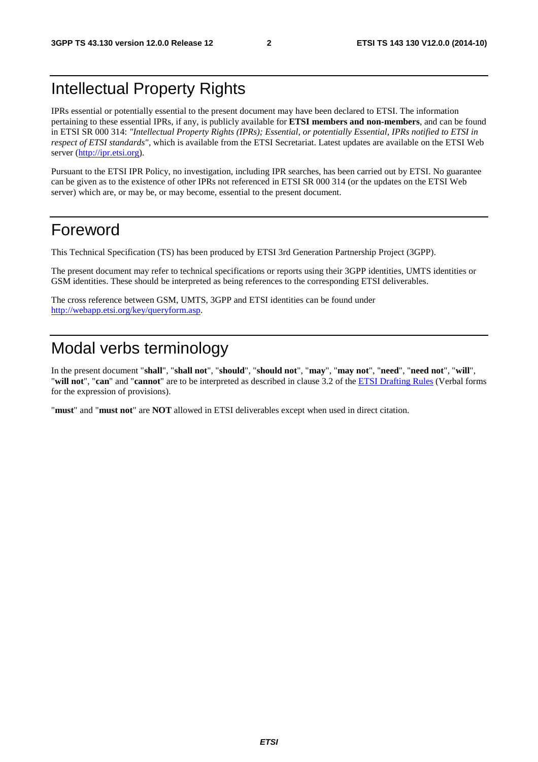# Intellectual Property Rights

IPRs essential or potentially essential to the present document may have been declared to ETSI. The information pertaining to these essential IPRs, if any, is publicly available for **ETSI members and non-members**, and can be found in ETSI SR 000 314: *"Intellectual Property Rights (IPRs); Essential, or potentially Essential, IPRs notified to ETSI in respect of ETSI standards"*, which is available from the ETSI Secretariat. Latest updates are available on the ETSI Web server (http://ipr.etsi.org).

Pursuant to the ETSI IPR Policy, no investigation, including IPR searches, has been carried out by ETSI. No guarantee can be given as to the existence of other IPRs not referenced in ETSI SR 000 314 (or the updates on the ETSI Web server) which are, or may be, or may become, essential to the present document.

# Foreword

This Technical Specification (TS) has been produced by ETSI 3rd Generation Partnership Project (3GPP).

The present document may refer to technical specifications or reports using their 3GPP identities, UMTS identities or GSM identities. These should be interpreted as being references to the corresponding ETSI deliverables.

The cross reference between GSM, UMTS, 3GPP and ETSI identities can be found under http://webapp.etsi.org/key/queryform.asp.

# Modal verbs terminology

In the present document "**shall**", "**shall not**", "**should**", "**should not**", "**may**", "**may not**", "**need**", "**need not**", "**will**", "**will not**", "**can**" and "**cannot**" are to be interpreted as described in clause 3.2 of the ETSI Drafting Rules (Verbal forms for the expression of provisions).

"**must**" and "**must not**" are **NOT** allowed in ETSI deliverables except when used in direct citation.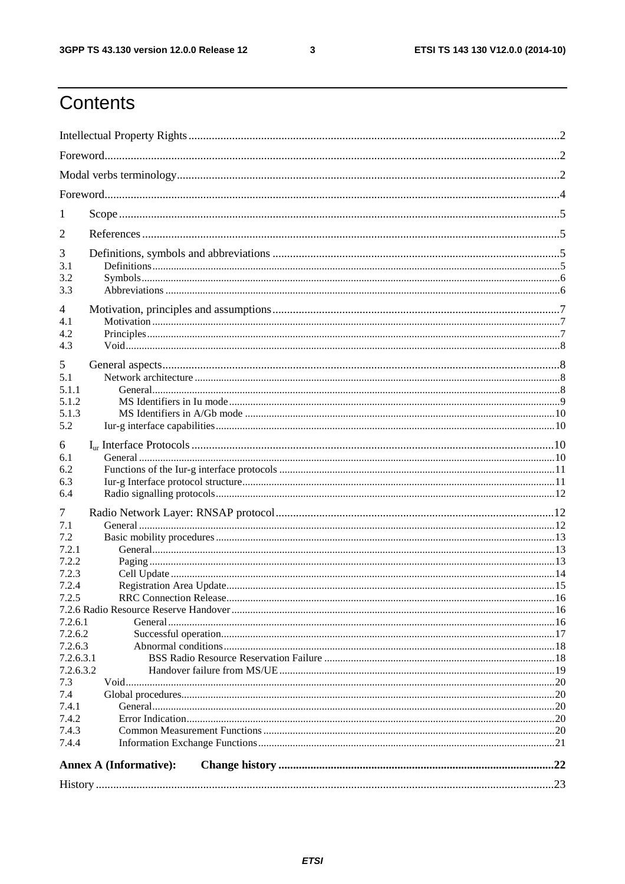# Contents

Intellectual Property Rights ..... 2

Foreword ..... 2

Modal verbs terminology ..... 2

Foreword ..... 4

1 Scope ..... 5

2 References ..... 5

3 Definitions, symbols and abbreviations ..... 5

3.1 Definitions ..... 5

3.2 Symbols ..... 6

3.3 Abbreviations ..... 6

4 Motivation, principles and assumptions ..... 7

4.1 Motivation ..... 7

4.2 Principles ..... 7

4.3 Void ..... 8

5 General aspects ..... 8

5.1 Network architecture ..... 8

5.1.1 General ..... 8

5.1.2 MS Identifiers in Iu mode ..... 9

5.1.3 MS Identifiers in A/Gb mode ..... 10

5.2 Iur-g interface capabilities ..... 10

6 $I_{ur}$ Interface Protocols ..... 10

6.1 General ..... 10

6.2 Functions of the Iur-g interface protocols ..... 11

6.3 Iur-g Interface protocol structure ..... 11

6.4 Radio signalling protocols ..... 12

7 Radio Network Layer: RNSAP protocol ..... 12

7.1 General ..... 12

7.2 Basic mobility procedures ..... 13

7.2.1 General ..... 13

7.2.2 Paging ..... 13

7.2.3 Cell Update ..... 14

7.2.4 Registration Area Update ..... 15

7.2.5 RRC Connection Release ..... 16

7.2.6 Radio Resource Reserve Handover ..... 16

7.2.6.1 General ..... 16

7.2.6.2 Successful operation ..... 17

7.2.6.3 Abnormal conditions ..... 18

7.2.6.3.1 BSS Radio Resource Reservation Failure ..... 18

7.2.6.3.2 Handover failure from MS/UE ..... 19

7.3 Void ..... 20

7.4 Global procedures ..... 20

7.4.1 General ..... 20

7.4.2 Error Indication ..... 20

7.4.3 Common Measurement Functions ..... 20

7.4.4 Information Exchange Functions ..... 21

**Annex A (Informative): Change history ..... 22**

History ..... 23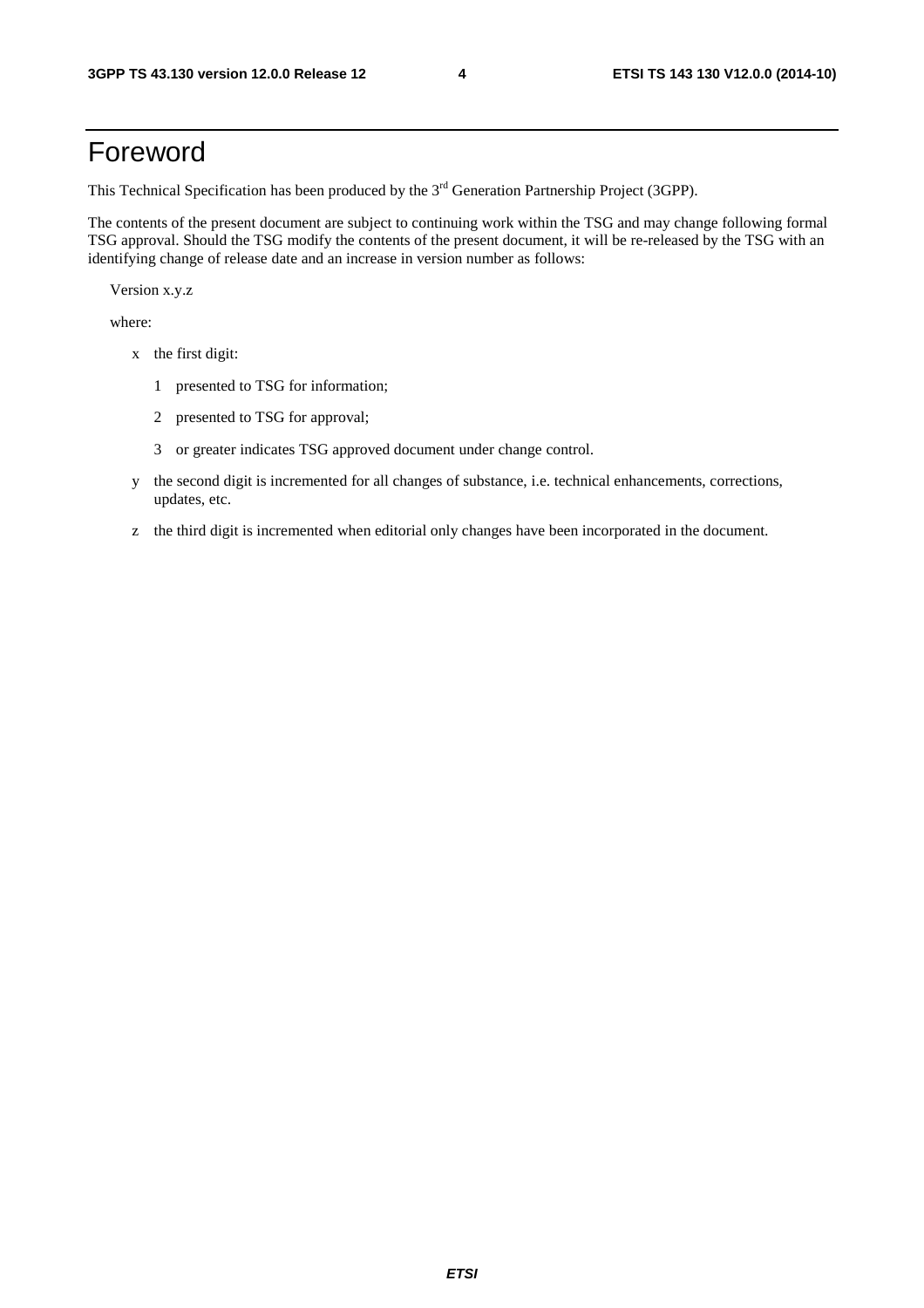# Foreword

This Technical Specification has been produced by the 3rd Generation Partnership Project (3GPP).

The contents of the present document are subject to continuing work within the TSG and may change following formal TSG approval. Should the TSG modify the contents of the present document, it will be re-released by the TSG with an identifying change of release date and an increase in version number as follows:

Version x.y.z

where:

- x the first digit:
  - 1 presented to TSG for information;
  - 2 presented to TSG for approval;
  - 3 or greater indicates TSG approved document under change control.
- y the second digit is incremented for all changes of substance, i.e. technical enhancements, corrections, updates, etc.
- z the third digit is incremented when editorial only changes have been incorporated in the document.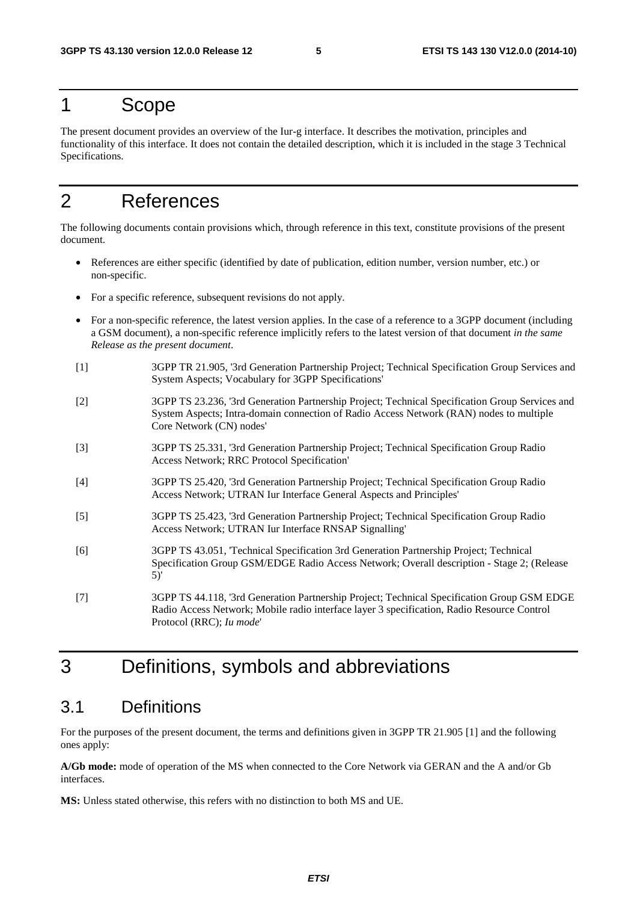# 1 Scope

The present document provides an overview of the Iur-g interface. It describes the motivation, principles and functionality of this interface. It does not contain the detailed description, which it is included in the stage 3 Technical Specifications.

# 2 References

The following documents contain provisions which, through reference in this text, constitute provisions of the present document.

- References are either specific (identified by date of publication, edition number, version number, etc.) or non-specific.
- For a specific reference, subsequent revisions do not apply.
- For a non-specific reference, the latest version applies. In the case of a reference to a 3GPP document (including a GSM document), a non-specific reference implicitly refers to the latest version of that document *in the same Release as the present document*.

[1] 3GPP TR 21.905, '3rd Generation Partnership Project; Technical Specification Group Services and System Aspects; Vocabulary for 3GPP Specifications'

[2] 3GPP TS 23.236, '3rd Generation Partnership Project; Technical Specification Group Services and System Aspects; Intra-domain connection of Radio Access Network (RAN) nodes to multiple Core Network (CN) nodes'

[3] 3GPP TS 25.331, '3rd Generation Partnership Project; Technical Specification Group Radio Access Network; RRC Protocol Specification'

[4] 3GPP TS 25.420, '3rd Generation Partnership Project; Technical Specification Group Radio Access Network; UTRAN Iur Interface General Aspects and Principles'

[5] 3GPP TS 25.423, '3rd Generation Partnership Project; Technical Specification Group Radio Access Network; UTRAN Iur Interface RNSAP Signalling'

[6] 3GPP TS 43.051, 'Technical Specification 3rd Generation Partnership Project; Technical Specification Group GSM/EDGE Radio Access Network; Overall description - Stage 2; (Release 5)'

[7] 3GPP TS 44.118, '3rd Generation Partnership Project; Technical Specification Group GSM EDGE Radio Access Network; Mobile radio interface layer 3 specification, Radio Resource Control Protocol (RRC); *Iu mode*'

# 3 Definitions, symbols and abbreviations

## 3.1 Definitions

For the purposes of the present document, the terms and definitions given in 3GPP TR 21.905 [1] and the following ones apply:

**A/Gb mode:** mode of operation of the MS when connected to the Core Network via GERAN and the A and/or Gb interfaces.

**MS:** Unless stated otherwise, this refers with no distinction to both MS and UE.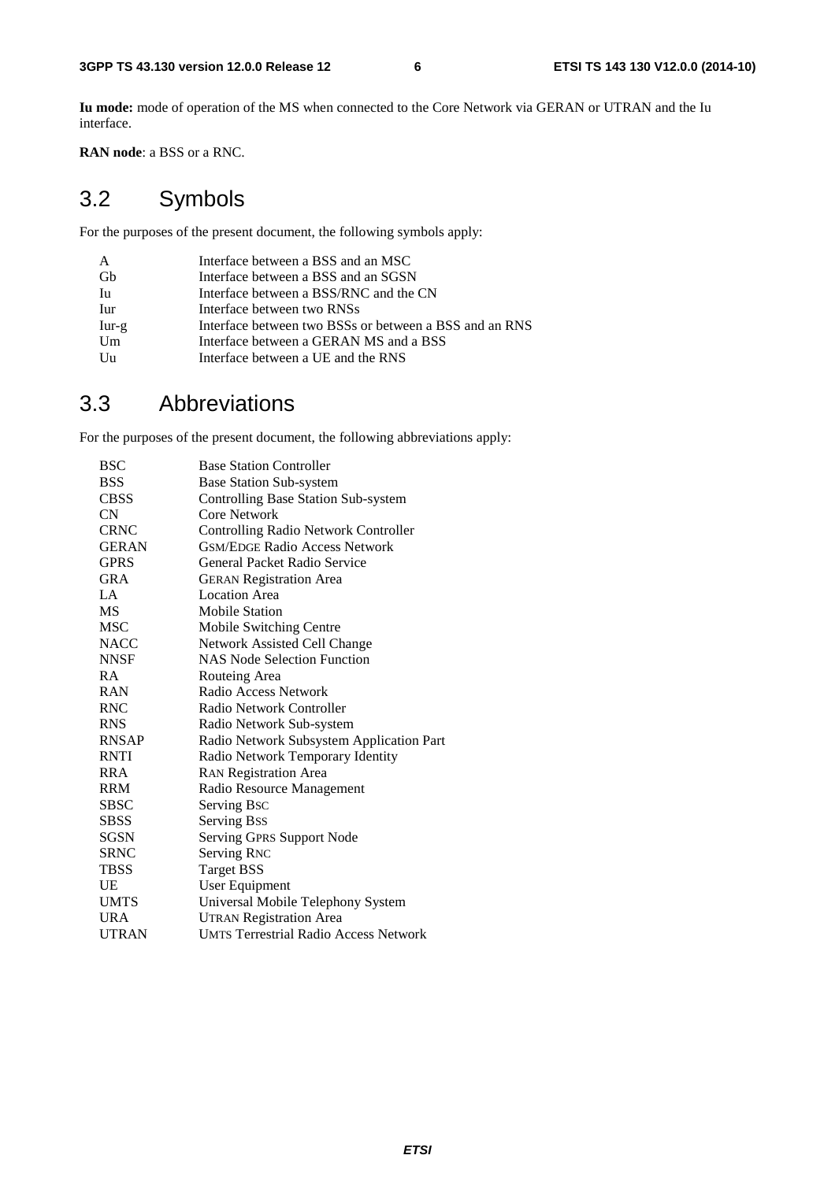**Iu mode:** mode of operation of the MS when connected to the Core Network via GERAN or UTRAN and the Iu interface.

**RAN node**: a BSS or a RNC.

## 3.2 Symbols

For the purposes of the present document, the following symbols apply:

| | |
|---|---|
| A | Interface between a BSS and an MSC |
| Gb | Interface between a BSS and an SGSN |
| Iu | Interface between a BSS/RNC and the CN |
| Iur | Interface between two RNSs |
| Iur-g | Interface between two BSSs or between a BSS and an RNS |
| Um | Interface between a GERAN MS and a BSS |
| Uu | Interface between a UE and the RNS |

## 3.3 Abbreviations

For the purposes of the present document, the following abbreviations apply:

| | |
|---|---|
| BSC | Base Station Controller |
| BSS | Base Station Sub-system |
| CBSS | Controlling Base Station Sub-system |
| CN | Core Network |
| CRNC | Controlling Radio Network Controller |
| GERAN | GSM/EDGE Radio Access Network |
| GPRS | General Packet Radio Service |
| GRA | GERAN Registration Area |
| LA | Location Area |
| MS | Mobile Station |
| MSC | Mobile Switching Centre |
| NACC | Network Assisted Cell Change |
| NNSF | NAS Node Selection Function |
| RA | Routeing Area |
| RAN | Radio Access Network |
| RNC | Radio Network Controller |
| RNS | Radio Network Sub-system |
| RNSAP | Radio Network Subsystem Application Part |
| RNTI | Radio Network Temporary Identity |
| RRA | RAN Registration Area |
| RRM | Radio Resource Management |
| SBSC | Serving BSC |
| SBSS | Serving BSS |
| SGSN | Serving GPRS Support Node |
| SRNC | Serving RNC |
| TBSS | Target BSS |
| UE | User Equipment |
| UMTS | Universal Mobile Telephony System |
| URA | UTRAN Registration Area |
| UTRAN | UMTS Terrestrial Radio Access Network |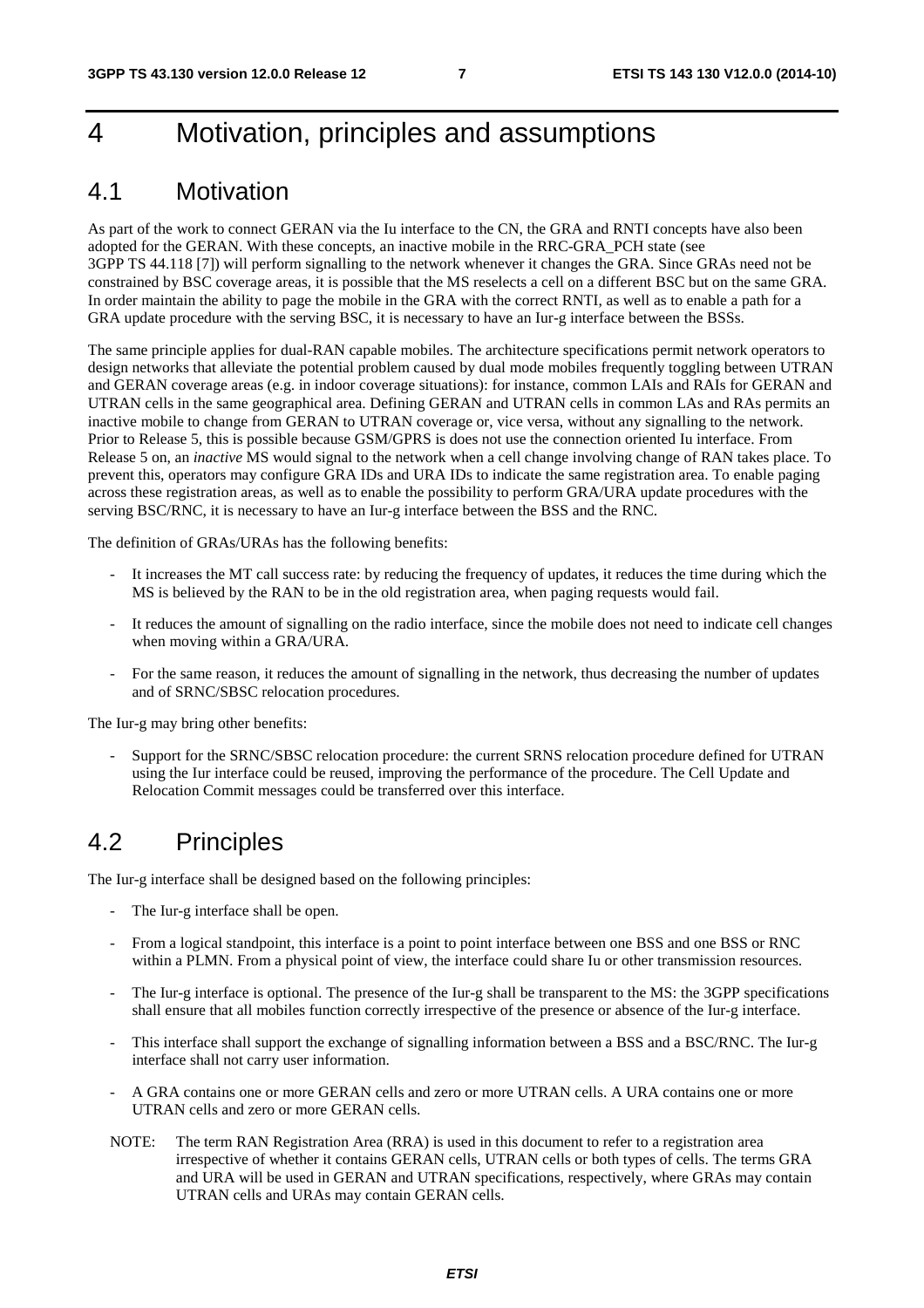# 4 Motivation, principles and assumptions

## 4.1 Motivation

As part of the work to connect GERAN via the Iu interface to the CN, the GRA and RNTI concepts have also been adopted for the GERAN. With these concepts, an inactive mobile in the RRC-GRA_PCH state (see 3GPP TS 44.118 [7]) will perform signalling to the network whenever it changes the GRA. Since GRAs need not be constrained by BSC coverage areas, it is possible that the MS reselects a cell on a different BSC but on the same GRA. In order maintain the ability to page the mobile in the GRA with the correct RNTI, as well as to enable a path for a GRA update procedure with the serving BSC, it is necessary to have an Iur-g interface between the BSSs.

The same principle applies for dual-RAN capable mobiles. The architecture specifications permit network operators to design networks that alleviate the potential problem caused by dual mode mobiles frequently toggling between UTRAN and GERAN coverage areas (e.g. in indoor coverage situations): for instance, common LAIs and RAIs for GERAN and UTRAN cells in the same geographical area. Defining GERAN and UTRAN cells in common LAs and RAs permits an inactive mobile to change from GERAN to UTRAN coverage or, vice versa, without any signalling to the network. Prior to Release 5, this is possible because GSM/GPRS is does not use the connection oriented Iu interface. From Release 5 on, an *inactive* MS would signal to the network when a cell change involving change of RAN takes place. To prevent this, operators may configure GRA IDs and URA IDs to indicate the same registration area. To enable paging across these registration areas, as well as to enable the possibility to perform GRA/URA update procedures with the serving BSC/RNC, it is necessary to have an Iur-g interface between the BSS and the RNC.

The definition of GRAs/URAs has the following benefits:

- It increases the MT call success rate: by reducing the frequency of updates, it reduces the time during which the MS is believed by the RAN to be in the old registration area, when paging requests would fail.
- It reduces the amount of signalling on the radio interface, since the mobile does not need to indicate cell changes when moving within a GRA/URA.
- For the same reason, it reduces the amount of signalling in the network, thus decreasing the number of updates and of SRNC/SBSC relocation procedures.

The Iur-g may bring other benefits:

- Support for the SRNC/SBSC relocation procedure: the current SRNS relocation procedure defined for UTRAN using the Iur interface could be reused, improving the performance of the procedure. The Cell Update and Relocation Commit messages could be transferred over this interface.

## 4.2 Principles

The Iur-g interface shall be designed based on the following principles:

- The Iur-g interface shall be open.
- From a logical standpoint, this interface is a point to point interface between one BSS and one BSS or RNC within a PLMN. From a physical point of view, the interface could share Iu or other transmission resources.
- The Iur-g interface is optional. The presence of the Iur-g shall be transparent to the MS: the 3GPP specifications shall ensure that all mobiles function correctly irrespective of the presence or absence of the Iur-g interface.
- This interface shall support the exchange of signalling information between a BSS and a BSC/RNC. The Iur-g interface shall not carry user information.
- A GRA contains one or more GERAN cells and zero or more UTRAN cells. A URA contains one or more UTRAN cells and zero or more GERAN cells.

NOTE: The term RAN Registration Area (RRA) is used in this document to refer to a registration area irrespective of whether it contains GERAN cells, UTRAN cells or both types of cells. The terms GRA and URA will be used in GERAN and UTRAN specifications, respectively, where GRAs may contain UTRAN cells and URAs may contain GERAN cells.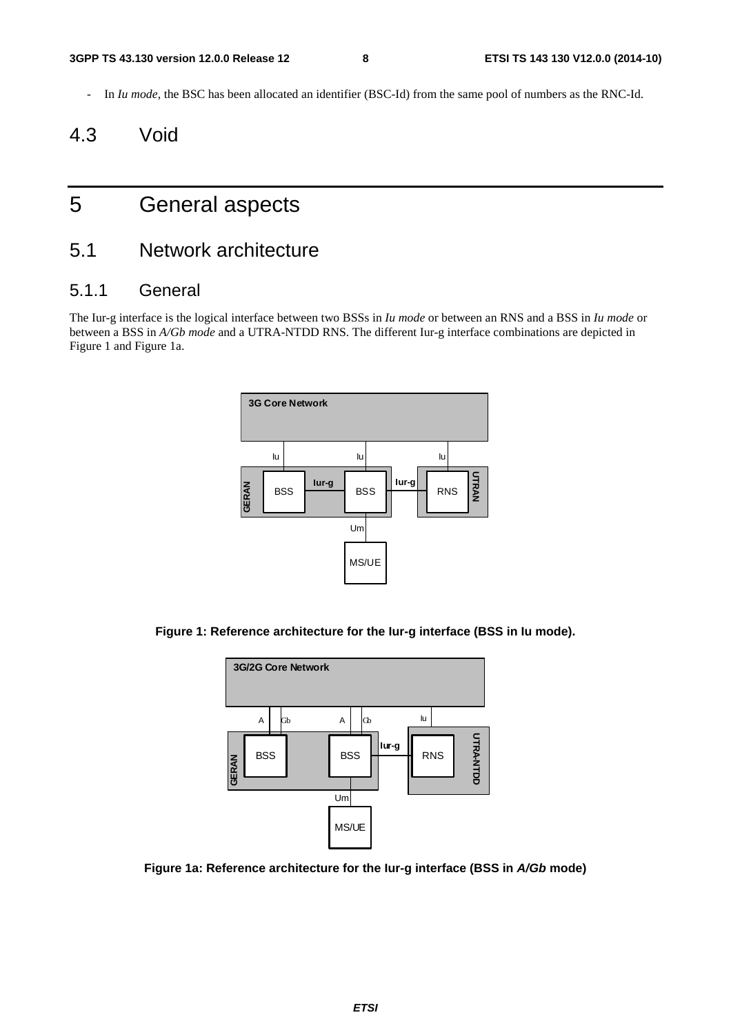- In *Iu mode*, the BSC has been allocated an identifier (BSC-Id) from the same pool of numbers as the RNC-Id.

## 4.3 Void

# 5 General aspects

## 5.1 Network architecture

### 5.1.1 General

The Iur-g interface is the logical interface between two BSSs in *Iu mode* or between an RNS and a BSS in *Iu mode* or between a BSS in *A/Gb mode* and a UTRA-NTDD RNS. The different Iur-g interface combinations are depicted in Figure 1 and Figure 1a.

**Figure 1: Reference architecture for the Iur-g interface (BSS in Iu mode).**

**Figure 1a: Reference architecture for the Iur-g interface (BSS in *A/Gb* mode)**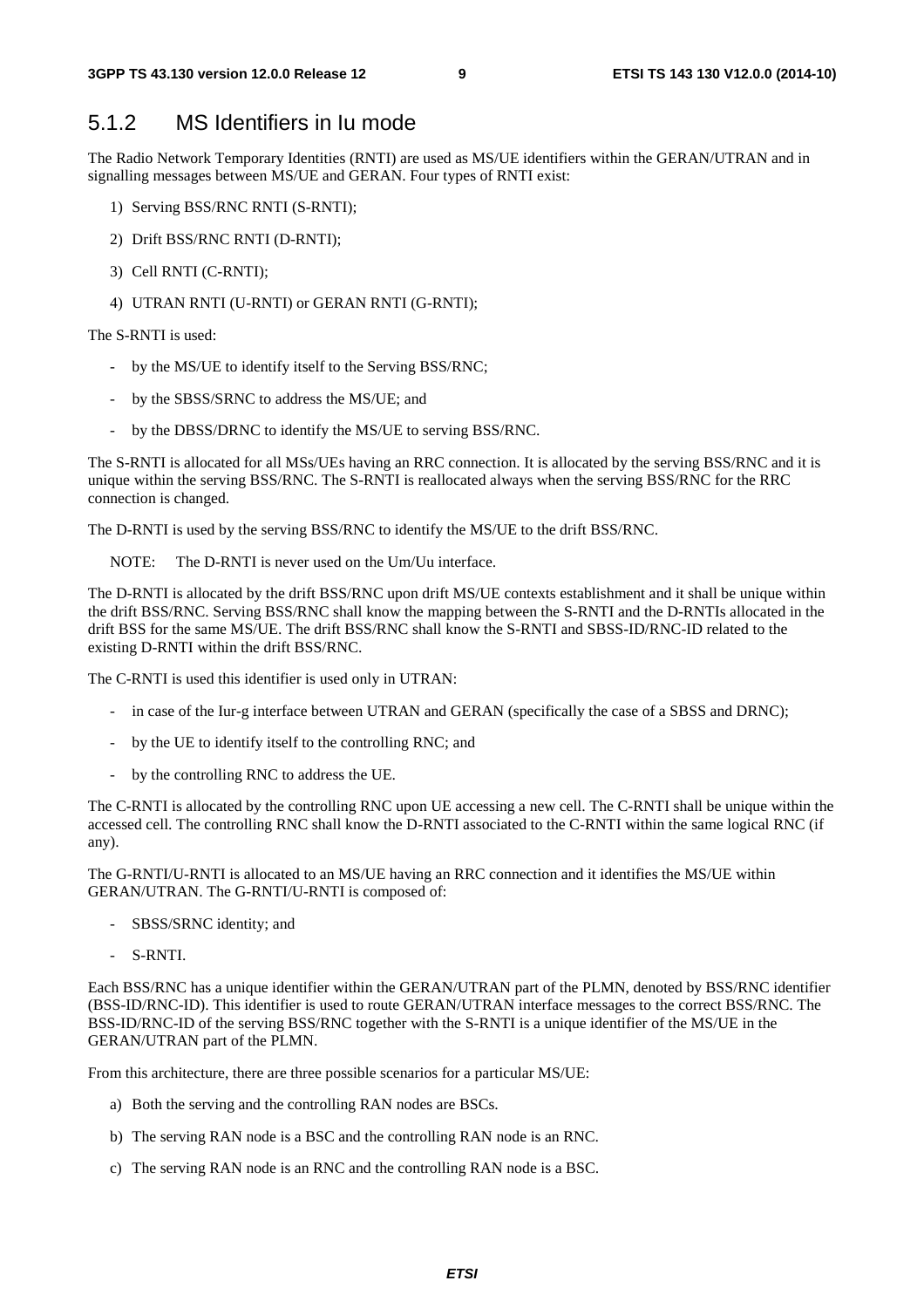### 5.1.2 MS Identifiers in Iu mode

The Radio Network Temporary Identities (RNTI) are used as MS/UE identifiers within the GERAN/UTRAN and in signalling messages between MS/UE and GERAN. Four types of RNTI exist:

1) Serving BSS/RNC RNTI (S-RNTI);

2) Drift BSS/RNC RNTI (D-RNTI);

3) Cell RNTI (C-RNTI);

4) UTRAN RNTI (U-RNTI) or GERAN RNTI (G-RNTI);

The S-RNTI is used:

- by the MS/UE to identify itself to the Serving BSS/RNC;
- by the SBSS/SRNC to address the MS/UE; and
- by the DBSS/DRNC to identify the MS/UE to serving BSS/RNC.

The S-RNTI is allocated for all MSs/UEs having an RRC connection. It is allocated by the serving BSS/RNC and it is unique within the serving BSS/RNC. The S-RNTI is reallocated always when the serving BSS/RNC for the RRC connection is changed.

The D-RNTI is used by the serving BSS/RNC to identify the MS/UE to the drift BSS/RNC.

NOTE: The D-RNTI is never used on the Um/Uu interface.

The D-RNTI is allocated by the drift BSS/RNC upon drift MS/UE contexts establishment and it shall be unique within the drift BSS/RNC. Serving BSS/RNC shall know the mapping between the S-RNTI and the D-RNTIs allocated in the drift BSS for the same MS/UE. The drift BSS/RNC shall know the S-RNTI and SBSS-ID/RNC-ID related to the existing D-RNTI within the drift BSS/RNC.

The C-RNTI is used this identifier is used only in UTRAN:

- in case of the Iur-g interface between UTRAN and GERAN (specifically the case of a SBSS and DRNC);
- by the UE to identify itself to the controlling RNC; and
- by the controlling RNC to address the UE.

The C-RNTI is allocated by the controlling RNC upon UE accessing a new cell. The C-RNTI shall be unique within the accessed cell. The controlling RNC shall know the D-RNTI associated to the C-RNTI within the same logical RNC (if any).

The G-RNTI/U-RNTI is allocated to an MS/UE having an RRC connection and it identifies the MS/UE within GERAN/UTRAN. The G-RNTI/U-RNTI is composed of:

- SBSS/SRNC identity; and
- S-RNTI.

Each BSS/RNC has a unique identifier within the GERAN/UTRAN part of the PLMN, denoted by BSS/RNC identifier (BSS-ID/RNC-ID). This identifier is used to route GERAN/UTRAN interface messages to the correct BSS/RNC. The BSS-ID/RNC-ID of the serving BSS/RNC together with the S-RNTI is a unique identifier of the MS/UE in the GERAN/UTRAN part of the PLMN.

From this architecture, there are three possible scenarios for a particular MS/UE:

a) Both the serving and the controlling RAN nodes are BSCs.

b) The serving RAN node is a BSC and the controlling RAN node is an RNC.

c) The serving RAN node is an RNC and the controlling RAN node is a BSC.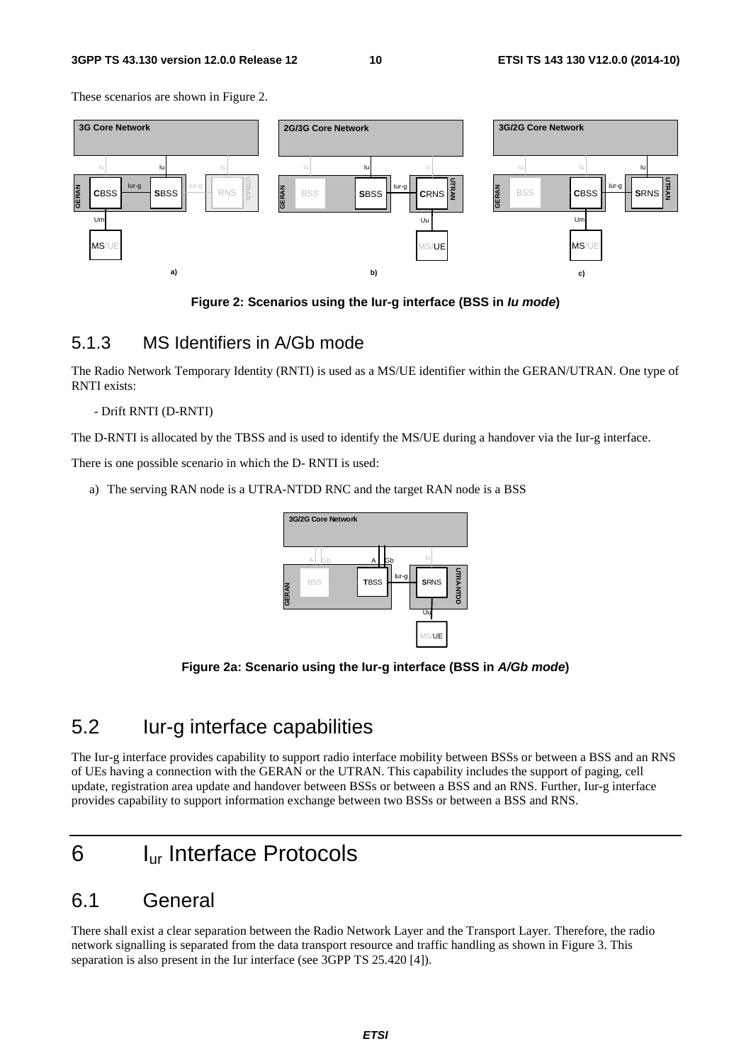These scenarios are shown in Figure 2.

**Figure 2: Scenarios using the Iur-g interface (BSS in *Iu mode*)**

### 5.1.3 MS Identifiers in A/Gb mode

The Radio Network Temporary Identity (RNTI) is used as a MS/UE identifier within the GERAN/UTRAN. One type of RNTI exists:

- Drift RNTI (D-RNTI)

The D-RNTI is allocated by the TBSS and is used to identify the MS/UE during a handover via the Iur-g interface.

There is one possible scenario in which the D- RNTI is used:

a) The serving RAN node is a UTRA-NTDD RNC and the target RAN node is a BSS

**Figure 2a: Scenario using the Iur-g interface (BSS in *A/Gb mode*)**

## 5.2 Iur-g interface capabilities

The Iur-g interface provides capability to support radio interface mobility between BSSs or between a BSS and an RNS of UEs having a connection with the GERAN or the UTRAN. This capability includes the support of paging, cell update, registration area update and handover between BSSs or between a BSS and an RNS. Further, Iur-g interface provides capability to support information exchange between two BSSs or between a BSS and RNS.

# 6 $I_{ur}$ Interface Protocols

## 6.1 General

There shall exist a clear separation between the Radio Network Layer and the Transport Layer. Therefore, the radio network signalling is separated from the data transport resource and traffic handling as shown in Figure 3. This separation is also present in the Iur interface (see 3GPP TS 25.420 [4]).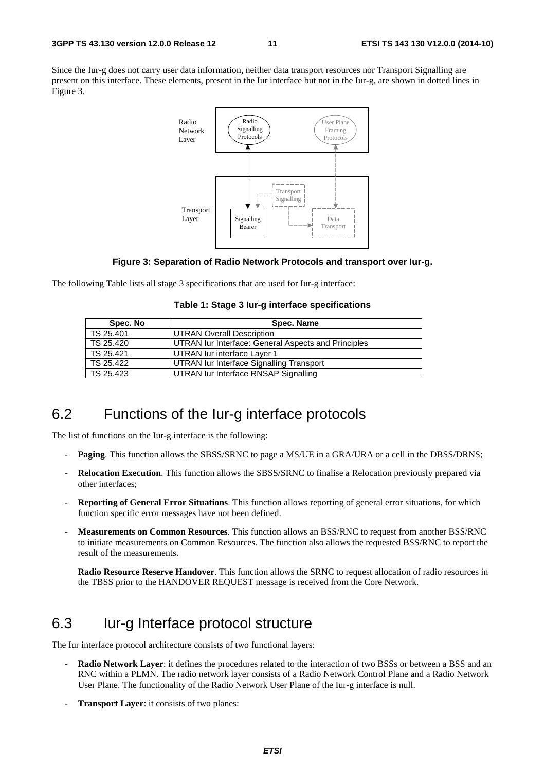Since the Iur-g does not carry user data information, neither data transport resources nor Transport Signalling are present on this interface. These elements, present in the Iur interface but not in the Iur-g, are shown in dotted lines in Figure 3.

**Figure 3: Separation of Radio Network Protocols and transport over Iur-g.**

The following Table lists all stage 3 specifications that are used for Iur-g interface:

**Table 1: Stage 3 Iur-g interface specifications**

| Spec. No | Spec. Name |
| --- | --- |
| TS 25.401 | UTRAN Overall Description |
| TS 25.420 | UTRAN Iur Interface: General Aspects and Principles |
| TS 25.421 | UTRAN Iur interface Layer 1 |
| TS 25.422 | UTRAN Iur Interface Signalling Transport |
| TS 25.423 | UTRAN Iur Interface RNSAP Signalling |

## 6.2 Functions of the Iur-g interface protocols

The list of functions on the Iur-g interface is the following:

- **Paging**. This function allows the SBSS/SRNC to page a MS/UE in a GRA/URA or a cell in the DBSS/DRNS;
- **Relocation Execution**. This function allows the SBSS/SRNC to finalise a Relocation previously prepared via other interfaces;
- **Reporting of General Error Situations**. This function allows reporting of general error situations, for which function specific error messages have not been defined.
- **Measurements on Common Resources**. This function allows an BSS/RNC to request from another BSS/RNC to initiate measurements on Common Resources. The function also allows the requested BSS/RNC to report the result of the measurements.

  **Radio Resource Reserve Handover**. This function allows the SRNC to request allocation of radio resources in the TBSS prior to the HANDOVER REQUEST message is received from the Core Network.

## 6.3 Iur-g Interface protocol structure

The Iur interface protocol architecture consists of two functional layers:

- **Radio Network Layer**: it defines the procedures related to the interaction of two BSSs or between a BSS and an RNC within a PLMN. The radio network layer consists of a Radio Network Control Plane and a Radio Network User Plane. The functionality of the Radio Network User Plane of the Iur-g interface is null.
- **Transport Layer**: it consists of two planes: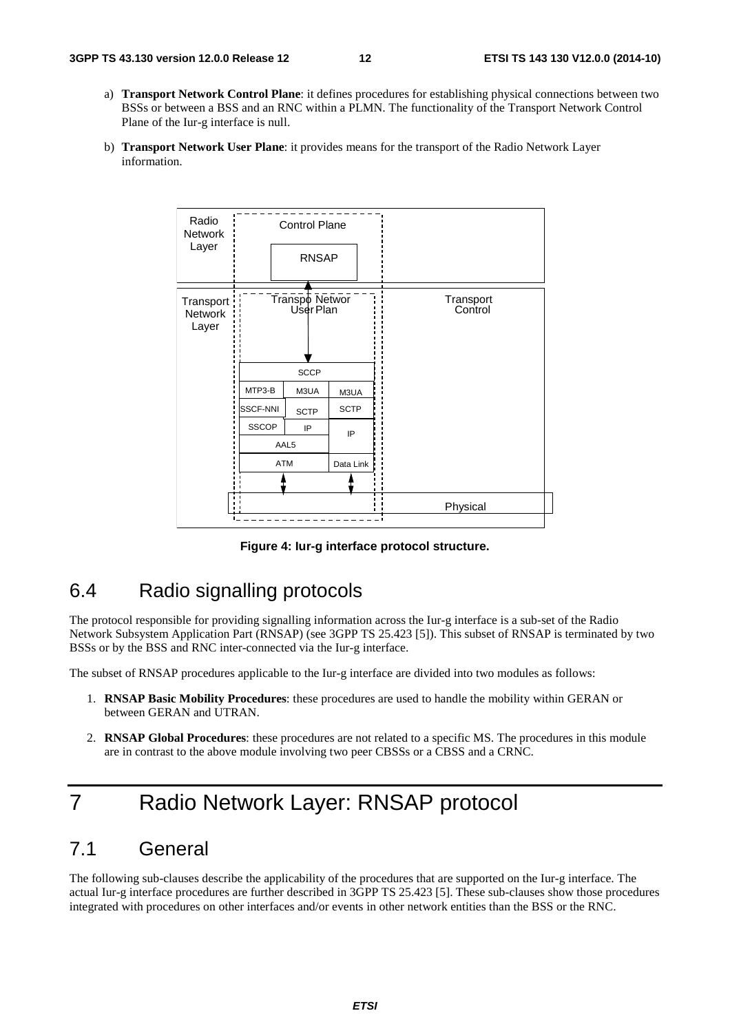a) **Transport Network Control Plane**: it defines procedures for establishing physical connections between two BSSs or between a BSS and an RNC within a PLMN. The functionality of the Transport Network Control Plane of the Iur-g interface is null.

b) **Transport Network User Plane**: it provides means for the transport of the Radio Network Layer information.

**Figure 4: Iur-g interface protocol structure.**

## 6.4 Radio signalling protocols

The protocol responsible for providing signalling information across the Iur-g interface is a sub-set of the Radio Network Subsystem Application Part (RNSAP) (see 3GPP TS 25.423 [5]). This subset of RNSAP is terminated by two BSSs or by the BSS and RNC inter-connected via the Iur-g interface.

The subset of RNSAP procedures applicable to the Iur-g interface are divided into two modules as follows:

1. **RNSAP Basic Mobility Procedures**: these procedures are used to handle the mobility within GERAN or between GERAN and UTRAN.
2. **RNSAP Global Procedures**: these procedures are not related to a specific MS. The procedures in this module are in contrast to the above module involving two peer CBSSs or a CBSS and a CRNC.

# 7 Radio Network Layer: RNSAP protocol

## 7.1 General

The following sub-clauses describe the applicability of the procedures that are supported on the Iur-g interface. The actual Iur-g interface procedures are further described in 3GPP TS 25.423 [5]. These sub-clauses show those procedures integrated with procedures on other interfaces and/or events in other network entities than the BSS or the RNC.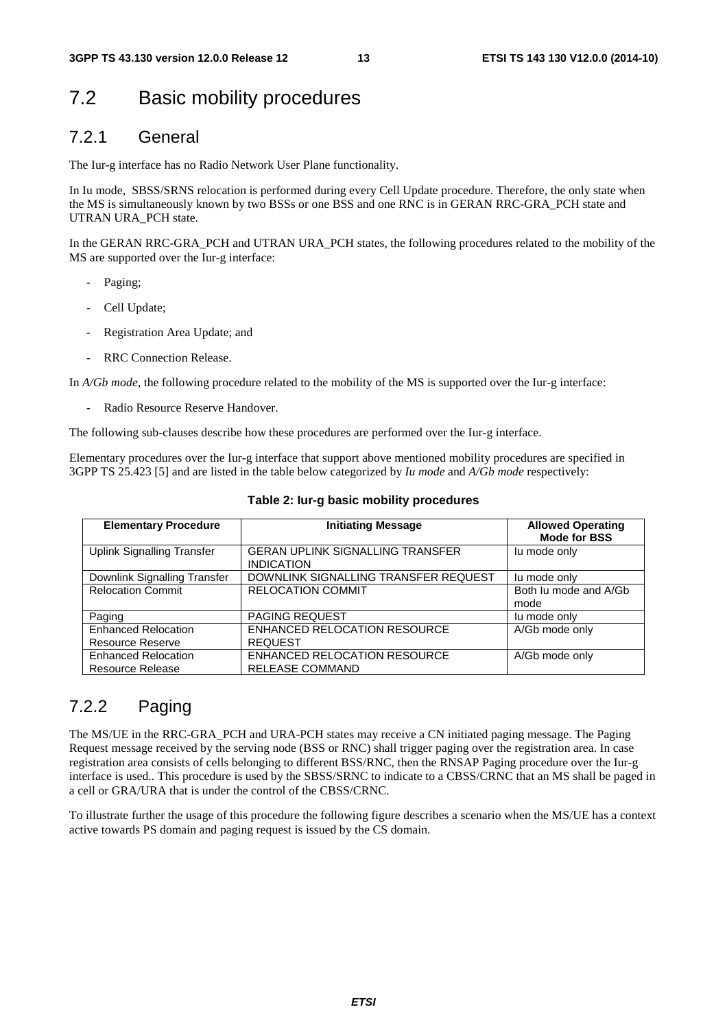## 7.2 Basic mobility procedures

### 7.2.1 General

The Iur-g interface has no Radio Network User Plane functionality.

In Iu mode, SBSS/SRNS relocation is performed during every Cell Update procedure. Therefore, the only state when the MS is simultaneously known by two BSSs or one BSS and one RNC is in GERAN RRC-GRA_PCH state and UTRAN URA_PCH state.

In the GERAN RRC-GRA_PCH and UTRAN URA_PCH states, the following procedures related to the mobility of the MS are supported over the Iur-g interface:

- Paging;
- Cell Update;
- Registration Area Update; and
- RRC Connection Release.

In *A/Gb mode*, the following procedure related to the mobility of the MS is supported over the Iur-g interface:

- Radio Resource Reserve Handover.

The following sub-clauses describe how these procedures are performed over the Iur-g interface.

Elementary procedures over the Iur-g interface that support above mentioned mobility procedures are specified in 3GPP TS 25.423 [5] and are listed in the table below categorized by *Iu mode* and *A/Gb mode* respectively:

**Table 2: Iur-g basic mobility procedures**

| Elementary Procedure | Initiating Message | Allowed Operating Mode for BSS |
|---|---|---|
| Uplink Signalling Transfer | GERAN UPLINK SIGNALLING TRANSFER INDICATION | Iu mode only |
| Downlink Signalling Transfer | DOWNLINK SIGNALLING TRANSFER REQUEST | Iu mode only |
| Relocation Commit | RELOCATION COMMIT | Both Iu mode and A/Gb mode |
| Paging | PAGING REQUEST | Iu mode only |
| Enhanced Relocation Resource Reserve | ENHANCED RELOCATION RESOURCE REQUEST | A/Gb mode only |
| Enhanced Relocation Resource Release | ENHANCED RELOCATION RESOURCE RELEASE COMMAND | A/Gb mode only |

### 7.2.2 Paging

The MS/UE in the RRC-GRA_PCH and URA-PCH states may receive a CN initiated paging message. The Paging Request message received by the serving node (BSS or RNC) shall trigger paging over the registration area. In case registration area consists of cells belonging to different BSS/RNC, then the RNSAP Paging procedure over the Iur-g interface is used.. This procedure is used by the SBSS/SRNC to indicate to a CBSS/CRNC that an MS shall be paged in a cell or GRA/URA that is under the control of the CBSS/CRNC.

To illustrate further the usage of this procedure the following figure describes a scenario when the MS/UE has a context active towards PS domain and paging request is issued by the CS domain.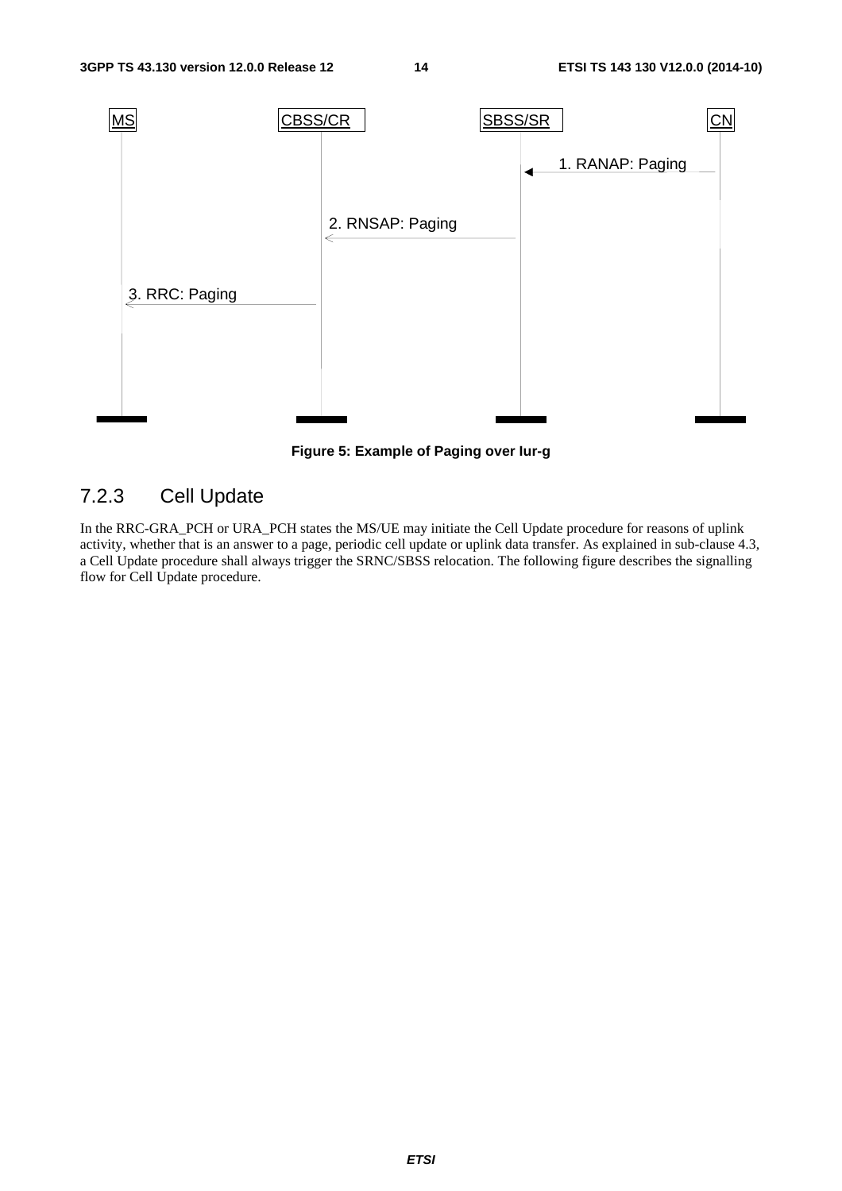MS | CBSS/CR | SBSS/SR | CN

1. RANAP: Paging

2. RNSAP: Paging

3. RRC: Paging

**Figure 5: Example of Paging over Iur-g**

### 7.2.3 Cell Update

In the RRC-GRA_PCH or URA_PCH states the MS/UE may initiate the Cell Update procedure for reasons of uplink activity, whether that is an answer to a page, periodic cell update or uplink data transfer. As explained in sub-clause 4.3, a Cell Update procedure shall always trigger the SRNC/SBSS relocation. The following figure describes the signalling flow for Cell Update procedure.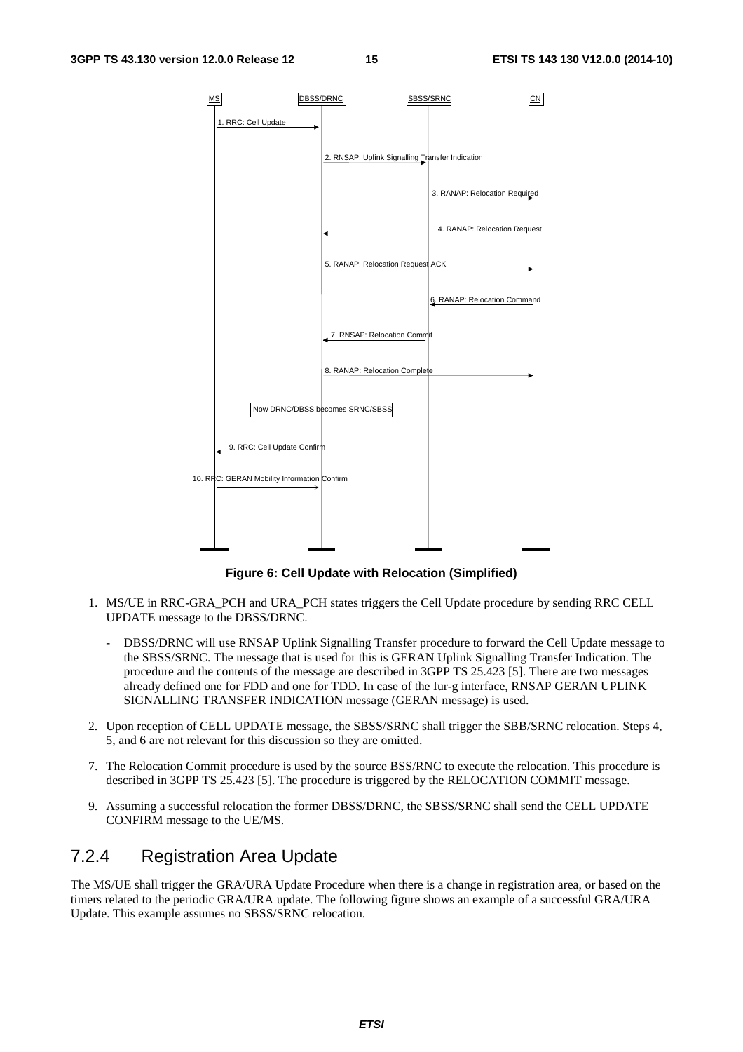**Figure 6: Cell Update with Relocation (Simplified)**

1. MS/UE in RRC-GRA_PCH and URA_PCH states triggers the Cell Update procedure by sending RRC CELL UPDATE message to the DBSS/DRNC.
   - DBSS/DRNC will use RNSAP Uplink Signalling Transfer procedure to forward the Cell Update message to the SBSS/SRNC. The message that is used for this is GERAN Uplink Signalling Transfer Indication. The procedure and the contents of the message are described in 3GPP TS 25.423 [5]. There are two messages already defined one for FDD and one for TDD. In case of the Iur-g interface, RNSAP GERAN UPLINK SIGNALLING TRANSFER INDICATION message (GERAN message) is used.

2. Upon reception of CELL UPDATE message, the SBSS/SRNC shall trigger the SBB/SRNC relocation. Steps 4, 5, and 6 are not relevant for this discussion so they are omitted.

7. The Relocation Commit procedure is used by the source BSS/RNC to execute the relocation. This procedure is described in 3GPP TS 25.423 [5]. The procedure is triggered by the RELOCATION COMMIT message.

9. Assuming a successful relocation the former DBSS/DRNC, the SBSS/SRNC shall send the CELL UPDATE CONFIRM message to the UE/MS.

### 7.2.4 Registration Area Update

The MS/UE shall trigger the GRA/URA Update Procedure when there is a change in registration area, or based on the timers related to the periodic GRA/URA update. The following figure shows an example of a successful GRA/URA Update. This example assumes no SBSS/SRNC relocation.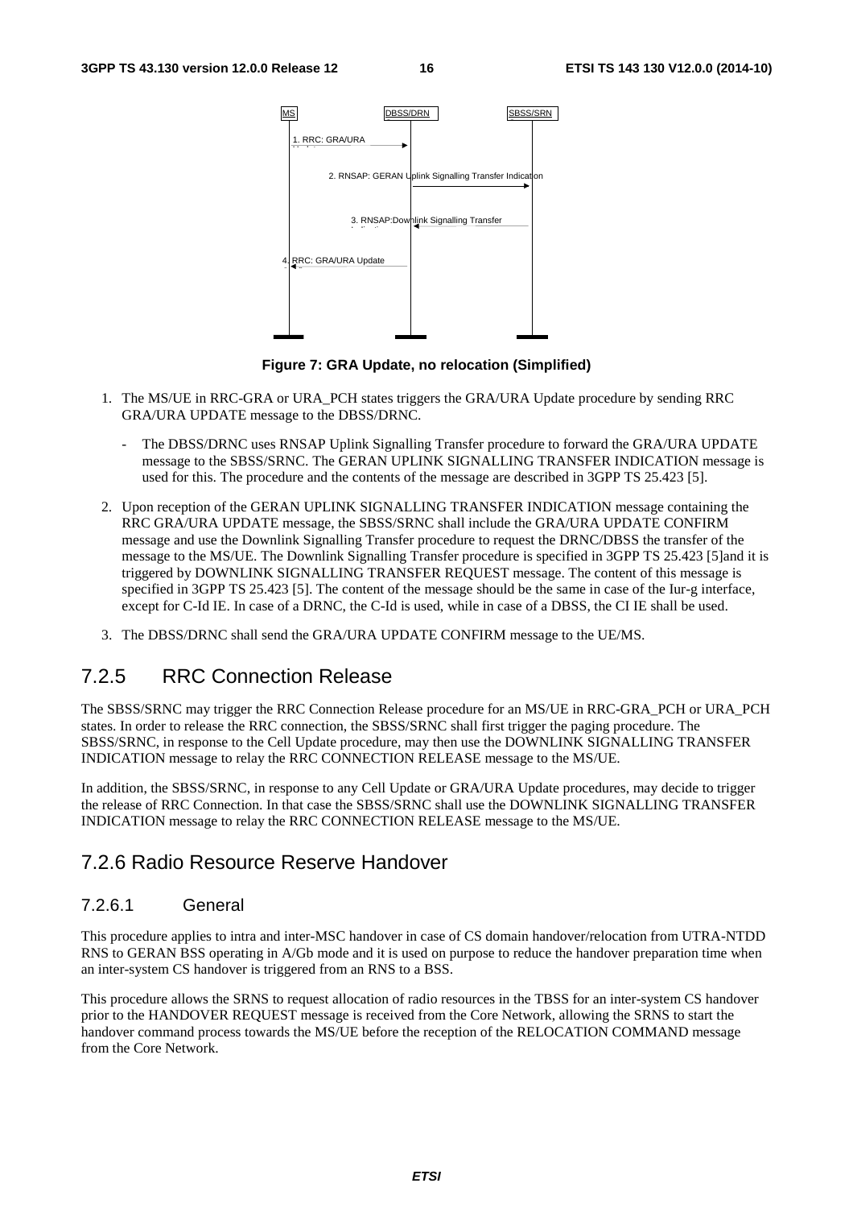Figure 7: GRA Update, no relocation (Simplified)

1. The MS/UE in RRC-GRA or URA_PCH states triggers the GRA/URA Update procedure by sending RRC GRA/URA UPDATE message to the DBSS/DRNC.

   - The DBSS/DRNC uses RNSAP Uplink Signalling Transfer procedure to forward the GRA/URA UPDATE message to the SBSS/SRNC. The GERAN UPLINK SIGNALLING TRANSFER INDICATION message is used for this. The procedure and the contents of the message are described in 3GPP TS 25.423 [5].

2. Upon reception of the GERAN UPLINK SIGNALLING TRANSFER INDICATION message containing the RRC GRA/URA UPDATE message, the SBSS/SRNC shall include the GRA/URA UPDATE CONFIRM message and use the Downlink Signalling Transfer procedure to request the DRNC/DBSS the transfer of the message to the MS/UE. The Downlink Signalling Transfer procedure is specified in 3GPP TS 25.423 [5]and it is triggered by DOWNLINK SIGNALLING TRANSFER REQUEST message. The content of this message is specified in 3GPP TS 25.423 [5]. The content of the message should be the same in case of the Iur-g interface, except for C-Id IE. In case of a DRNC, the C-Id is used, while in case of a DBSS, the CI IE shall be used.

3. The DBSS/DRNC shall send the GRA/URA UPDATE CONFIRM message to the UE/MS.

## 7.2.5 RRC Connection Release

The SBSS/SRNC may trigger the RRC Connection Release procedure for an MS/UE in RRC-GRA_PCH or URA_PCH states. In order to release the RRC connection, the SBSS/SRNC shall first trigger the paging procedure. The SBSS/SRNC, in response to the Cell Update procedure, may then use the DOWNLINK SIGNALLING TRANSFER INDICATION message to relay the RRC CONNECTION RELEASE message to the MS/UE.

In addition, the SBSS/SRNC, in response to any Cell Update or GRA/URA Update procedures, may decide to trigger the release of RRC Connection. In that case the SBSS/SRNC shall use the DOWNLINK SIGNALLING TRANSFER INDICATION message to relay the RRC CONNECTION RELEASE message to the MS/UE.

## 7.2.6 Radio Resource Reserve Handover

### 7.2.6.1 General

This procedure applies to intra and inter-MSC handover in case of CS domain handover/relocation from UTRA-NTDD RNS to GERAN BSS operating in A/Gb mode and it is used on purpose to reduce the handover preparation time when an inter-system CS handover is triggered from an RNS to a BSS.

This procedure allows the SRNS to request allocation of radio resources in the TBSS for an inter-system CS handover prior to the HANDOVER REQUEST message is received from the Core Network, allowing the SRNS to start the handover command process towards the MS/UE before the reception of the RELOCATION COMMAND message from the Core Network.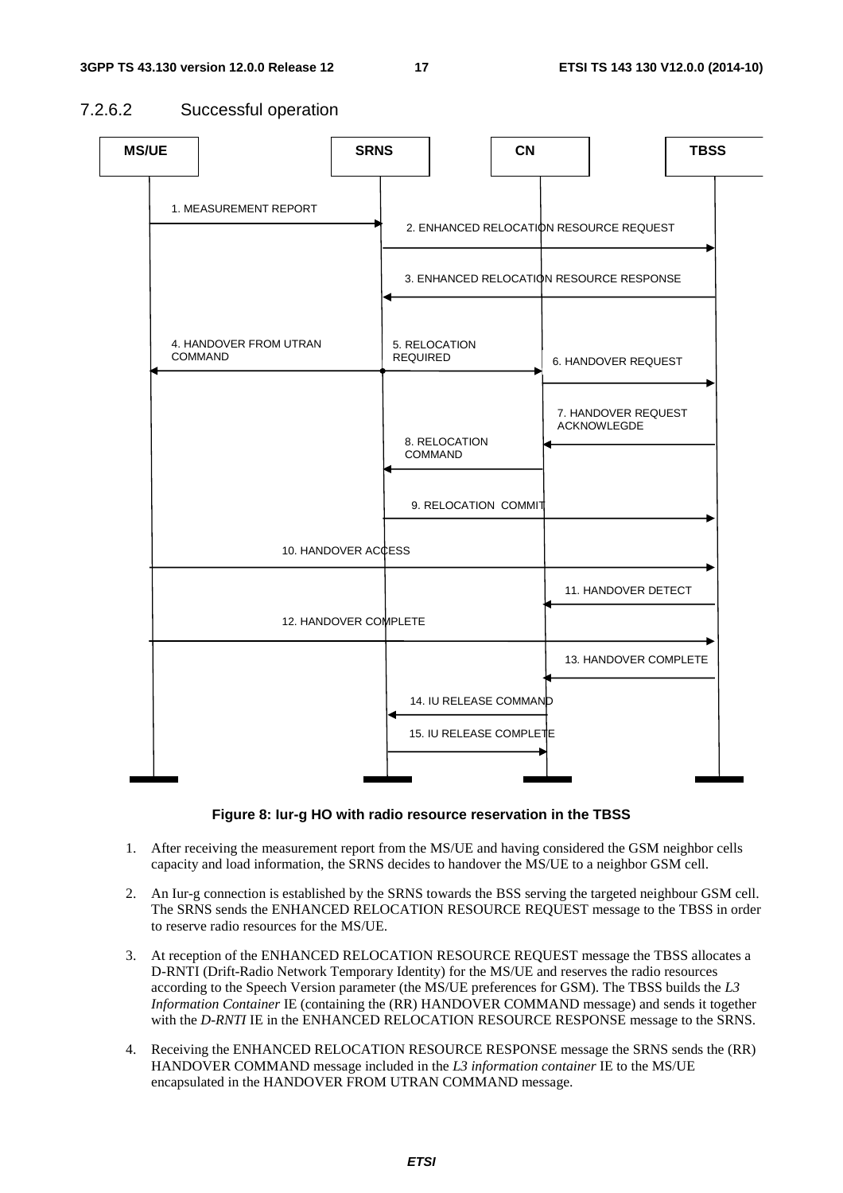### 7.2.6.2 Successful operation

**Figure 8: Iur-g HO with radio resource reservation in the TBSS**

1. After receiving the measurement report from the MS/UE and having considered the GSM neighbor cells capacity and load information, the SRNS decides to handover the MS/UE to a neighbor GSM cell.

2. An Iur-g connection is established by the SRNS towards the BSS serving the targeted neighbour GSM cell. The SRNS sends the ENHANCED RELOCATION RESOURCE REQUEST message to the TBSS in order to reserve radio resources for the MS/UE.

3. At reception of the ENHANCED RELOCATION RESOURCE REQUEST message the TBSS allocates a D-RNTI (Drift-Radio Network Temporary Identity) for the MS/UE and reserves the radio resources according to the Speech Version parameter (the MS/UE preferences for GSM). The TBSS builds the *L3 Information Container* IE (containing the (RR) HANDOVER COMMAND message) and sends it together with the *D-RNTI* IE in the ENHANCED RELOCATION RESOURCE RESPONSE message to the SRNS.

4. Receiving the ENHANCED RELOCATION RESOURCE RESPONSE message the SRNS sends the (RR) HANDOVER COMMAND message included in the *L3 information container* IE to the MS/UE encapsulated in the HANDOVER FROM UTRAN COMMAND message.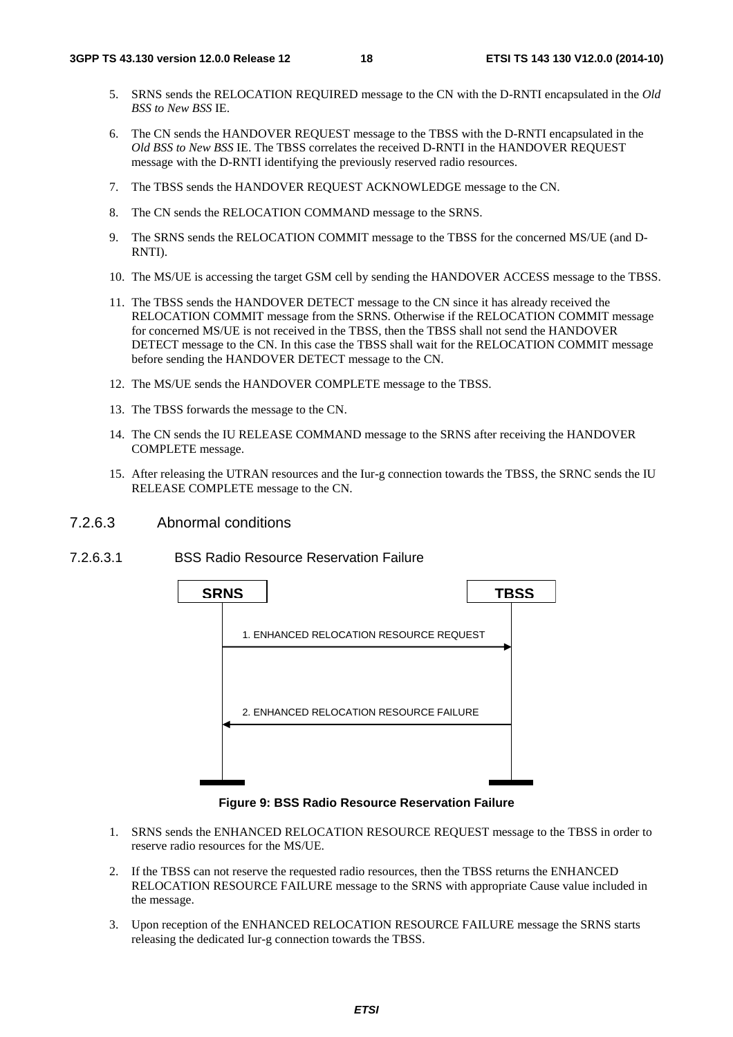5. SRNS sends the RELOCATION REQUIRED message to the CN with the D-RNTI encapsulated in the *Old BSS to New BSS* IE.

6. The CN sends the HANDOVER REQUEST message to the TBSS with the D-RNTI encapsulated in the *Old BSS to New BSS* IE. The TBSS correlates the received D-RNTI in the HANDOVER REQUEST message with the D-RNTI identifying the previously reserved radio resources.

7. The TBSS sends the HANDOVER REQUEST ACKNOWLEDGE message to the CN.

8. The CN sends the RELOCATION COMMAND message to the SRNS.

9. The SRNS sends the RELOCATION COMMIT message to the TBSS for the concerned MS/UE (and D-RNTI).

10. The MS/UE is accessing the target GSM cell by sending the HANDOVER ACCESS message to the TBSS.

11. The TBSS sends the HANDOVER DETECT message to the CN since it has already received the RELOCATION COMMIT message from the SRNS. Otherwise if the RELOCATION COMMIT message for concerned MS/UE is not received in the TBSS, then the TBSS shall not send the HANDOVER DETECT message to the CN. In this case the TBSS shall wait for the RELOCATION COMMIT message before sending the HANDOVER DETECT message to the CN.

12. The MS/UE sends the HANDOVER COMPLETE message to the TBSS.

13. The TBSS forwards the message to the CN.

14. The CN sends the IU RELEASE COMMAND message to the SRNS after receiving the HANDOVER COMPLETE message.

15. After releasing the UTRAN resources and the Iur-g connection towards the TBSS, the SRNC sends the IU RELEASE COMPLETE message to the CN.

### 7.2.6.3 Abnormal conditions

#### 7.2.6.3.1 BSS Radio Resource Reservation Failure

SRNS | TBSS

1. ENHANCED RELOCATION RESOURCE REQUEST

2. ENHANCED RELOCATION RESOURCE FAILURE

**Figure 9: BSS Radio Resource Reservation Failure**

1. SRNS sends the ENHANCED RELOCATION RESOURCE REQUEST message to the TBSS in order to reserve radio resources for the MS/UE.

2. If the TBSS can not reserve the requested radio resources, then the TBSS returns the ENHANCED RELOCATION RESOURCE FAILURE message to the SRNS with appropriate Cause value included in the message.

3. Upon reception of the ENHANCED RELOCATION RESOURCE FAILURE message the SRNS starts releasing the dedicated Iur-g connection towards the TBSS.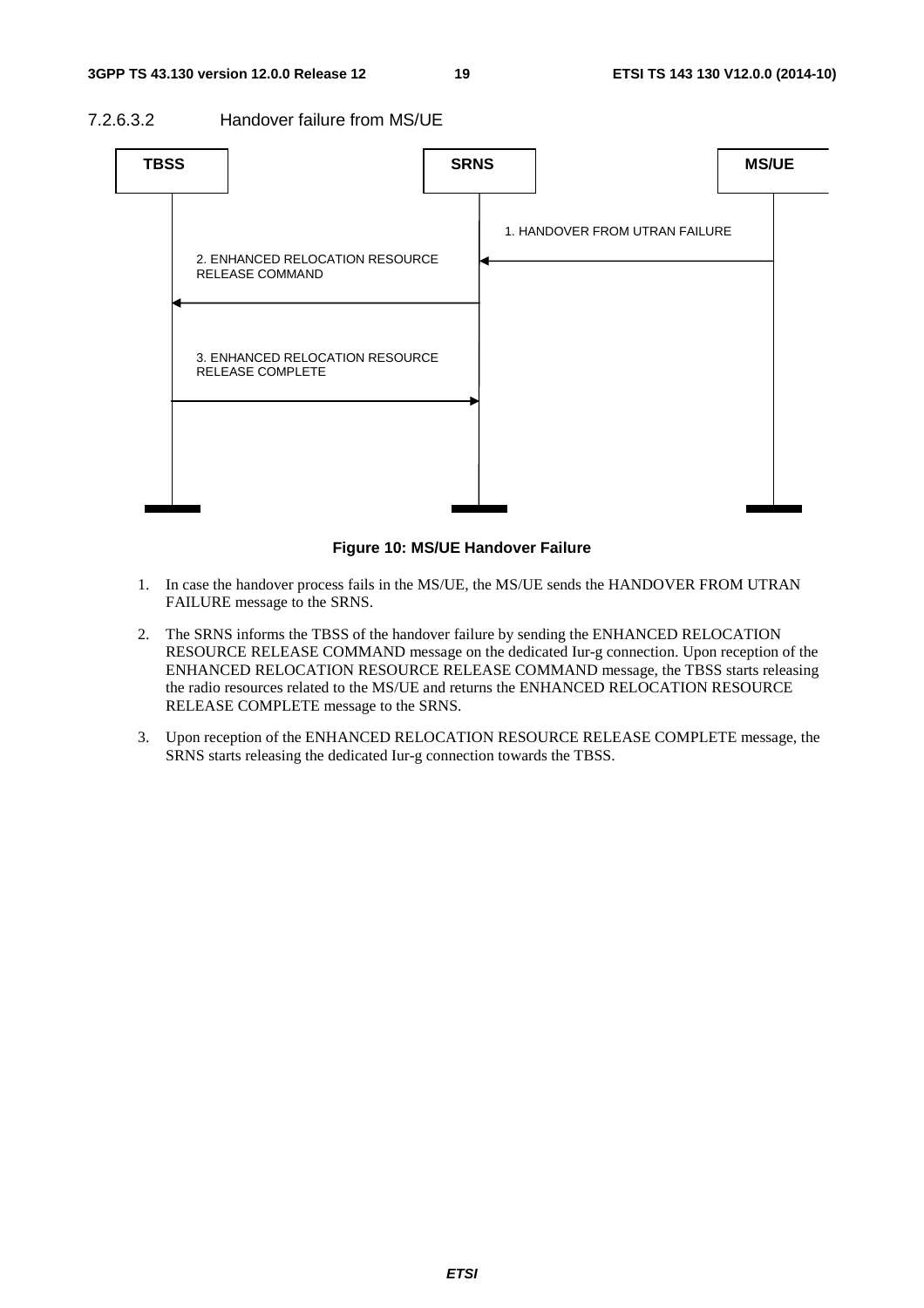#### 7.2.6.3.2 Handover failure from MS/UE

**Figure 10: MS/UE Handover Failure**

1. In case the handover process fails in the MS/UE, the MS/UE sends the HANDOVER FROM UTRAN FAILURE message to the SRNS.

2. The SRNS informs the TBSS of the handover failure by sending the ENHANCED RELOCATION RESOURCE RELEASE COMMAND message on the dedicated Iur-g connection. Upon reception of the ENHANCED RELOCATION RESOURCE RELEASE COMMAND message, the TBSS starts releasing the radio resources related to the MS/UE and returns the ENHANCED RELOCATION RESOURCE RELEASE COMPLETE message to the SRNS.

3. Upon reception of the ENHANCED RELOCATION RESOURCE RELEASE COMPLETE message, the SRNS starts releasing the dedicated Iur-g connection towards the TBSS.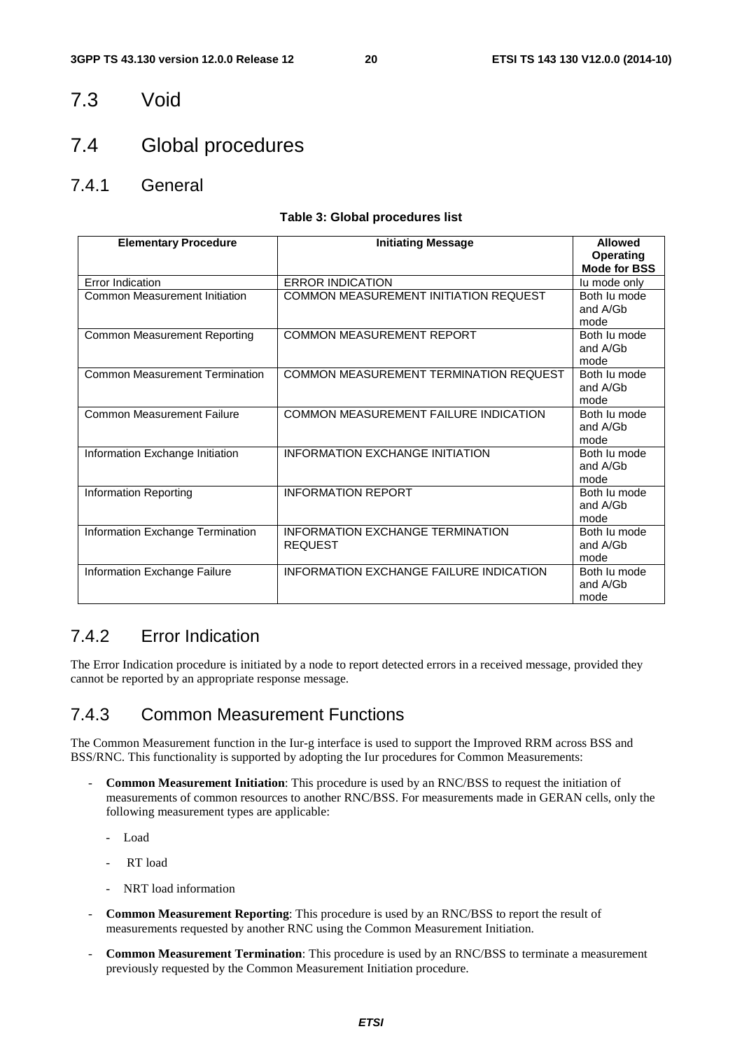## 7.3 Void

## 7.4 Global procedures

### 7.4.1 General

**Table 3: Global procedures list**

| Elementary Procedure | Initiating Message | Allowed Operating Mode for BSS |
|---|---|---|
| Error Indication | ERROR INDICATION | Iu mode only |
| Common Measurement Initiation | COMMON MEASUREMENT INITIATION REQUEST | Both Iu mode and A/Gb mode |
| Common Measurement Reporting | COMMON MEASUREMENT REPORT | Both Iu mode and A/Gb mode |
| Common Measurement Termination | COMMON MEASUREMENT TERMINATION REQUEST | Both Iu mode and A/Gb mode |
| Common Measurement Failure | COMMON MEASUREMENT FAILURE INDICATION | Both Iu mode and A/Gb mode |
| Information Exchange Initiation | INFORMATION EXCHANGE INITIATION | Both Iu mode and A/Gb mode |
| Information Reporting | INFORMATION REPORT | Both Iu mode and A/Gb mode |
| Information Exchange Termination | INFORMATION EXCHANGE TERMINATION REQUEST | Both Iu mode and A/Gb mode |
| Information Exchange Failure | INFORMATION EXCHANGE FAILURE INDICATION | Both Iu mode and A/Gb mode |

### 7.4.2 Error Indication

The Error Indication procedure is initiated by a node to report detected errors in a received message, provided they cannot be reported by an appropriate response message.

### 7.4.3 Common Measurement Functions

The Common Measurement function in the Iur-g interface is used to support the Improved RRM across BSS and BSS/RNC. This functionality is supported by adopting the Iur procedures for Common Measurements:

- **Common Measurement Initiation**: This procedure is used by an RNC/BSS to request the initiation of measurements of common resources to another RNC/BSS. For measurements made in GERAN cells, only the following measurement types are applicable:
  - Load
  - RT load
  - NRT load information
- **Common Measurement Reporting**: This procedure is used by an RNC/BSS to report the result of measurements requested by another RNC using the Common Measurement Initiation.
- **Common Measurement Termination**: This procedure is used by an RNC/BSS to terminate a measurement previously requested by the Common Measurement Initiation procedure.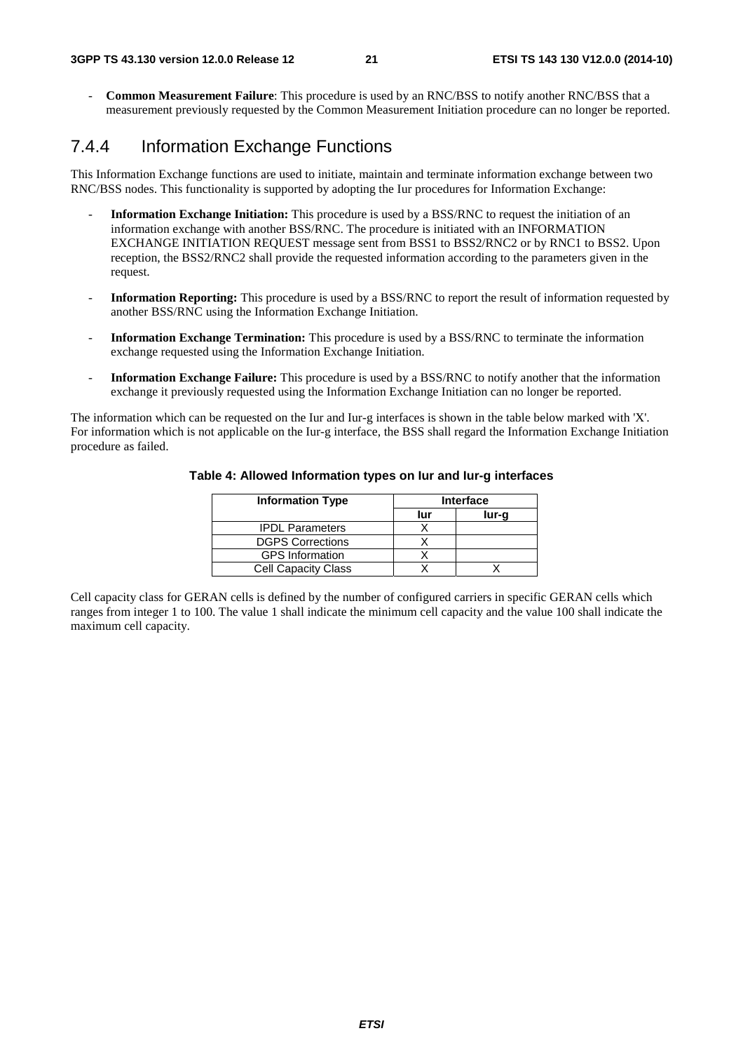- **Common Measurement Failure**: This procedure is used by an RNC/BSS to notify another RNC/BSS that a measurement previously requested by the Common Measurement Initiation procedure can no longer be reported.

### 7.4.4 Information Exchange Functions

This Information Exchange functions are used to initiate, maintain and terminate information exchange between two RNC/BSS nodes. This functionality is supported by adopting the Iur procedures for Information Exchange:

- **Information Exchange Initiation:** This procedure is used by a BSS/RNC to request the initiation of an information exchange with another BSS/RNC. The procedure is initiated with an INFORMATION EXCHANGE INITIATION REQUEST message sent from BSS1 to BSS2/RNC2 or by RNC1 to BSS2. Upon reception, the BSS2/RNC2 shall provide the requested information according to the parameters given in the request.
- **Information Reporting:** This procedure is used by a BSS/RNC to report the result of information requested by another BSS/RNC using the Information Exchange Initiation.
- **Information Exchange Termination:** This procedure is used by a BSS/RNC to terminate the information exchange requested using the Information Exchange Initiation.
- **Information Exchange Failure:** This procedure is used by a BSS/RNC to notify another that the information exchange it previously requested using the Information Exchange Initiation can no longer be reported.

The information which can be requested on the Iur and Iur-g interfaces is shown in the table below marked with 'X'. For information which is not applicable on the Iur-g interface, the BSS shall regard the Information Exchange Initiation procedure as failed.

**Table 4: Allowed Information types on Iur and Iur-g interfaces**

| Information Type | Interface | |
|---|---|---|
| | Iur | Iur-g |
| IPDL Parameters | X | |
| DGPS Corrections | X | |
| GPS Information | X | |
| Cell Capacity Class | X | X |

Cell capacity class for GERAN cells is defined by the number of configured carriers in specific GERAN cells which ranges from integer 1 to 100. The value 1 shall indicate the minimum cell capacity and the value 100 shall indicate the maximum cell capacity.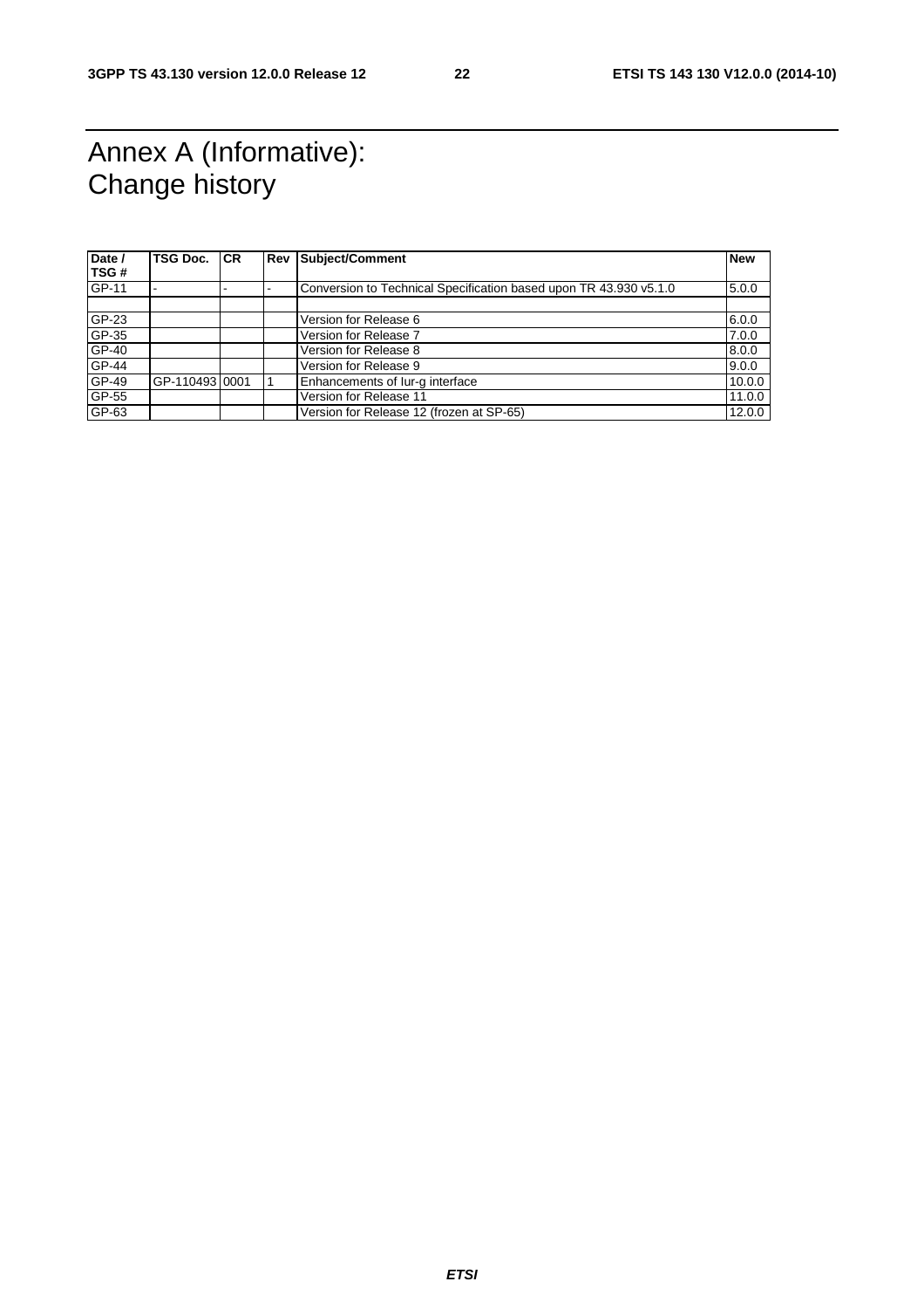# Annex A (Informative): Change history

| Date / TSG # | TSG Doc. | CR | Rev | Subject/Comment | New |
|---|---|---|---|---|---|
| GP-11 | - | - | - | Conversion to Technical Specification based upon TR 43.930 v5.1.0 | 5.0.0 |
| | | | | | |
| GP-23 | | | | Version for Release 6 | 6.0.0 |
| GP-35 | | | | Version for Release 7 | 7.0.0 |
| GP-40 | | | | Version for Release 8 | 8.0.0 |
| GP-44 | | | | Version for Release 9 | 9.0.0 |
| GP-49 | GP-110493 | 0001 | 1 | Enhancements of Iur-g interface | 10.0.0 |
| GP-55 | | | | Version for Release 11 | 11.0.0 |
| GP-63 | | | | Version for Release 12 (frozen at SP-65) | 12.0.0 |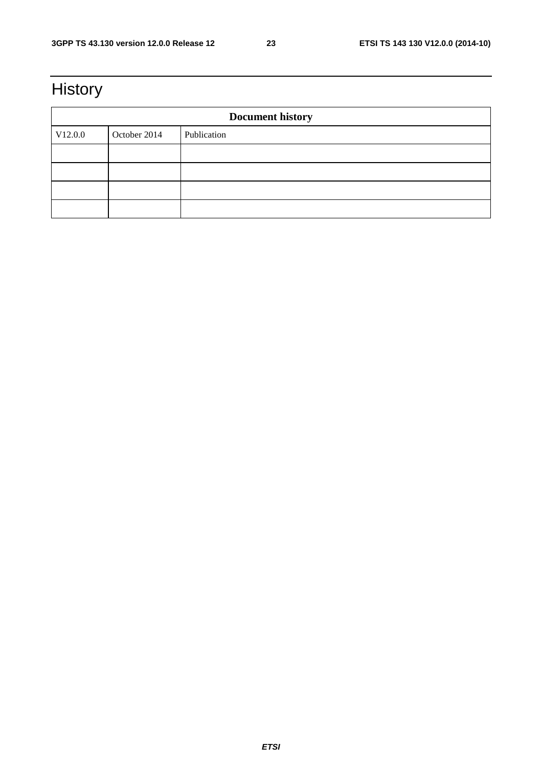# History

| Document history | | |
|---|---|---|
| V12.0.0 | October 2014 | Publication |
| | | |
| | | |
| | | |
| | | |